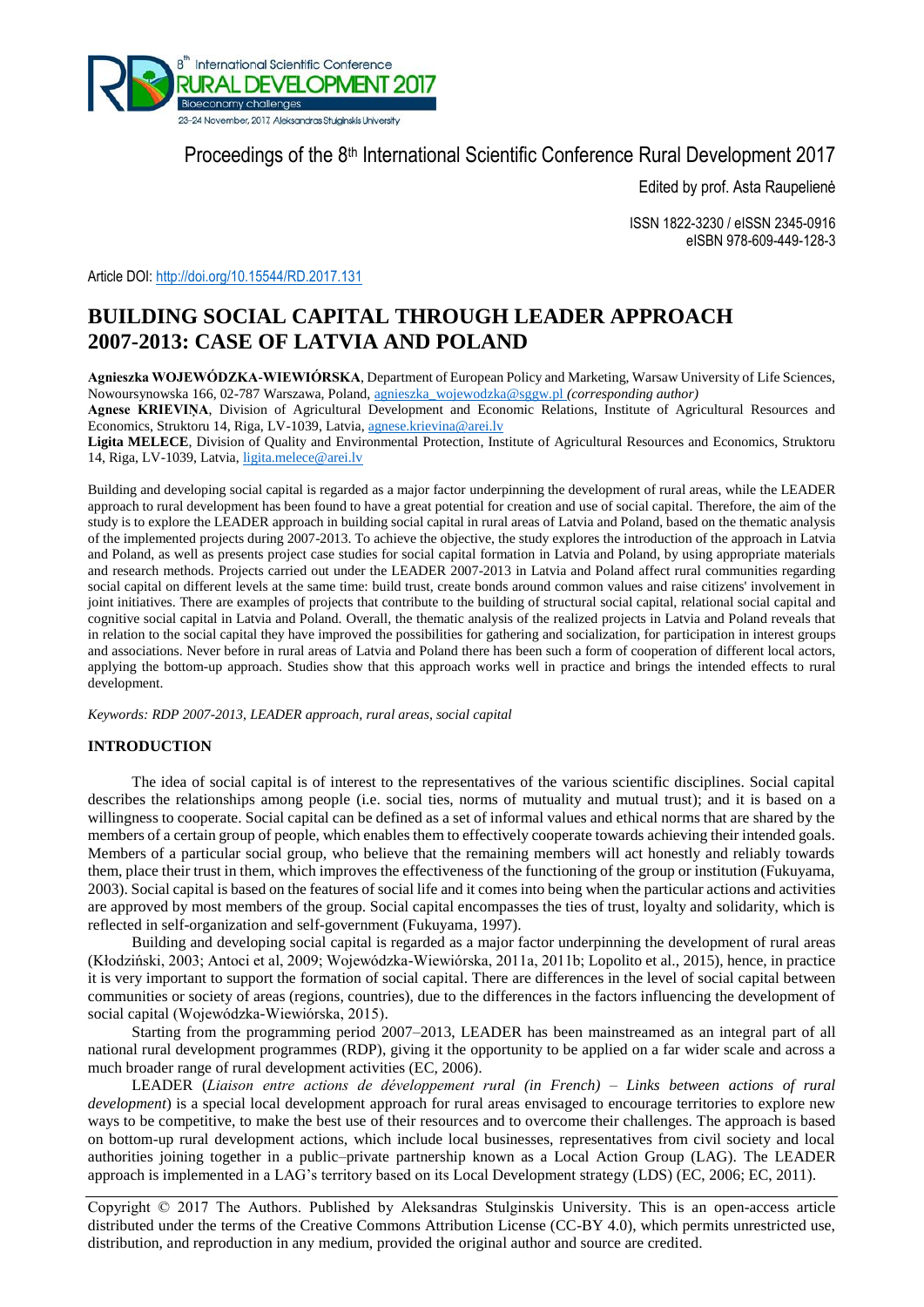Proceedings of the 8th International Scientific Conference Rural Development 2017

Edited by prof. Asta Raupelienė

ISSN 1822-3230 / eISSN 2345-0916
eISBN 978-609-449-128-3

Article DOI: http://doi.org/10.15544/RD.2017.131

# BUILDING SOCIAL CAPITAL THROUGH LEADER APPROACH 2007-2013: CASE OF LATVIA AND POLAND

**Agnieszka WOJEWÓDZKA-WIEWIÓRSKA**, Department of European Policy and Marketing, Warsaw University of Life Sciences, Nowoursynowska 166, 02-787 Warszawa, Poland, agnieszka_wojewodzka@sggw.pl *(corresponding author)*
**Agnese KRIEVIŅA**, Division of Agricultural Development and Economic Relations, Institute of Agricultural Resources and Economics, Struktoru 14, Riga, LV-1039, Latvia, agnese.krievina@arei.lv
**Ligita MELECE**, Division of Quality and Environmental Protection, Institute of Agricultural Resources and Economics, Struktoru 14, Riga, LV-1039, Latvia, ligita.melece@arei.lv

Building and developing social capital is regarded as a major factor underpinning the development of rural areas, while the LEADER approach to rural development has been found to have a great potential for creation and use of social capital. Therefore, the aim of the study is to explore the LEADER approach in building social capital in rural areas of Latvia and Poland, based on the thematic analysis of the implemented projects during 2007-2013. To achieve the objective, the study explores the introduction of the approach in Latvia and Poland, as well as presents project case studies for social capital formation in Latvia and Poland, by using appropriate materials and research methods. Projects carried out under the LEADER 2007-2013 in Latvia and Poland affect rural communities regarding social capital on different levels at the same time: build trust, create bonds around common values and raise citizens' involvement in joint initiatives. There are examples of projects that contribute to the building of structural social capital, relational social capital and cognitive social capital in Latvia and Poland. Overall, the thematic analysis of the realized projects in Latvia and Poland reveals that in relation to the social capital they have improved the possibilities for gathering and socialization, for participation in interest groups and associations. Never before in rural areas of Latvia and Poland there has been such a form of cooperation of different local actors, applying the bottom-up approach. Studies show that this approach works well in practice and brings the intended effects to rural development.

*Keywords: RDP 2007-2013, LEADER approach, rural areas, social capital*

## INTRODUCTION

The idea of social capital is of interest to the representatives of the various scientific disciplines. Social capital describes the relationships among people (i.e. social ties, norms of mutuality and mutual trust); and it is based on a willingness to cooperate. Social capital can be defined as a set of informal values and ethical norms that are shared by the members of a certain group of people, which enables them to effectively cooperate towards achieving their intended goals. Members of a particular social group, who believe that the remaining members will act honestly and reliably towards them, place their trust in them, which improves the effectiveness of the functioning of the group or institution (Fukuyama, 2003). Social capital is based on the features of social life and it comes into being when the particular actions and activities are approved by most members of the group. Social capital encompasses the ties of trust, loyalty and solidarity, which is reflected in self-organization and self-government (Fukuyama, 1997).

Building and developing social capital is regarded as a major factor underpinning the development of rural areas (Kłodziński, 2003; Antoci et al, 2009; Wojewódzka-Wiewiórska, 2011a, 2011b; Lopolito et al., 2015), hence, in practice it is very important to support the formation of social capital. There are differences in the level of social capital between communities or society of areas (regions, countries), due to the differences in the factors influencing the development of social capital (Wojewódzka-Wiewiórska, 2015).

Starting from the programming period 2007–2013, LEADER has been mainstreamed as an integral part of all national rural development programmes (RDP), giving it the opportunity to be applied on a far wider scale and across a much broader range of rural development activities (EC, 2006).

LEADER (*Liaison entre actions de développement rural (in French) – Links between actions of rural development*) is a special local development approach for rural areas envisaged to encourage territories to explore new ways to be competitive, to make the best use of their resources and to overcome their challenges. The approach is based on bottom-up rural development actions, which include local businesses, representatives from civil society and local authorities joining together in a public–private partnership known as a Local Action Group (LAG). The LEADER approach is implemented in a LAG's territory based on its Local Development strategy (LDS) (EC, 2006; EC, 2011).

Copyright © 2017 The Authors. Published by Aleksandras Stulginskis University. This is an open-access article distributed under the terms of the Creative Commons Attribution License (CC-BY 4.0), which permits unrestricted use, distribution, and reproduction in any medium, provided the original author and source are credited.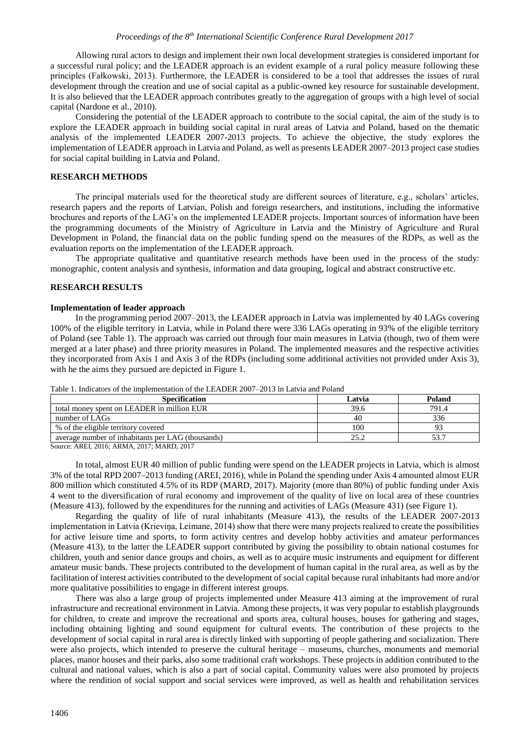Allowing rural actors to design and implement their own local development strategies is considered important for a successful rural policy; and the LEADER approach is an evident example of a rural policy measure following these principles (Fałkowski, 2013). Furthermore, the LEADER is considered to be a tool that addresses the issues of rural development through the creation and use of social capital as a public-owned key resource for sustainable development. It is also believed that the LEADER approach contributes greatly to the aggregation of groups with a high level of social capital (Nardone et al., 2010).

Considering the potential of the LEADER approach to contribute to the social capital, the aim of the study is to explore the LEADER approach in building social capital in rural areas of Latvia and Poland, based on the thematic analysis of the implemented LEADER 2007-2013 projects. To achieve the objective, the study explores the implementation of LEADER approach in Latvia and Poland, as well as presents LEADER 2007–2013 project case studies for social capital building in Latvia and Poland.

## RESEARCH METHODS

The principal materials used for the theoretical study are different sources of literature, e.g., scholars' articles, research papers and the reports of Latvian, Polish and foreign researchers, and institutions, including the informative brochures and reports of the LAG's on the implemented LEADER projects. Important sources of information have been the programming documents of the Ministry of Agriculture in Latvia and the Ministry of Agriculture and Rural Development in Poland, the financial data on the public funding spend on the measures of the RDPs, as well as the evaluation reports on the implementation of the LEADER approach.

The appropriate qualitative and quantitative research methods have been used in the process of the study: monographic, content analysis and synthesis, information and data grouping, logical and abstract constructive etc.

## RESEARCH RESULTS

### Implementation of leader approach

In the programming period 2007–2013, the LEADER approach in Latvia was implemented by 40 LAGs covering 100% of the eligible territory in Latvia, while in Poland there were 336 LAGs operating in 93% of the eligible territory of Poland (see Table 1). The approach was carried out through four main measures in Latvia (though, two of them were merged at a later phase) and three priority measures in Poland. The implemented measures and the respective activities they incorporated from Axis 1 and Axis 3 of the RDPs (including some additional activities not provided under Axis 3), with he the aims they pursued are depicted in Figure 1.

Table 1. Indicators of the implementation of the LEADER 2007–2013 in Latvia and Poland

| Specification | Latvia | Poland |
|---|---|---|
| total money spent on LEADER in million EUR | 39.6 | 791.4 |
| number of LAGs | 40 | 336 |
| % of the eligible territory covered | 100 | 93 |
| average number of inhabitants per LAG (thousands) | 25.2 | 53.7 |

Source: AREI, 2016; ARMA, 2017; MARD, 2017

In total, almost EUR 40 million of public funding were spend on the LEADER projects in Latvia, which is almost 3% of the total RPD 2007–2013 funding (AREI, 2016), while in Poland the spending under Axis 4 amounted almost EUR 800 million which constituted 4.5% of its RDP (MARD, 2017). Majority (more than 80%) of public funding under Axis 4 went to the diversification of rural economy and improvement of the quality of live on local area of these countries (Measure 413), followed by the expenditures for the running and activities of LAGs (Measure 431) (see Figure 1).

Regarding the quality of life of rural inhabitants (Measure 413), the results of the LEADER 2007-2013 implementation in Latvia (Krieviņa, Leimane, 2014) show that there were many projects realized to create the possibilities for active leisure time and sports, to form activity centres and develop hobby activities and amateur performances (Measure 413), to the latter the LEADER support contributed by giving the possibility to obtain national costumes for children, youth and senior dance groups and choirs, as well as to acquire music instruments and equipment for different amateur music bands. These projects contributed to the development of human capital in the rural area, as well as by the facilitation of interest activities contributed to the development of social capital because rural inhabitants had more and/or more qualitative possibilities to engage in different interest groups.

There was also a large group of projects implemented under Measure 413 aiming at the improvement of rural infrastructure and recreational environment in Latvia. Among these projects, it was very popular to establish playgrounds for children, to create and improve the recreational and sports area, cultural houses, houses for gathering and stages, including obtaining lighting and sound equipment for cultural events. The contribution of these projects to the development of social capital in rural area is directly linked with supporting of people gathering and socialization. There were also projects, which intended to preserve the cultural heritage – museums, churches, monuments and memorial places, manor houses and their parks, also some traditional craft workshops. These projects in addition contributed to the cultural and national values, which is also a part of social capital. Community values were also promoted by projects where the rendition of social support and social services were improved, as well as health and rehabilitation services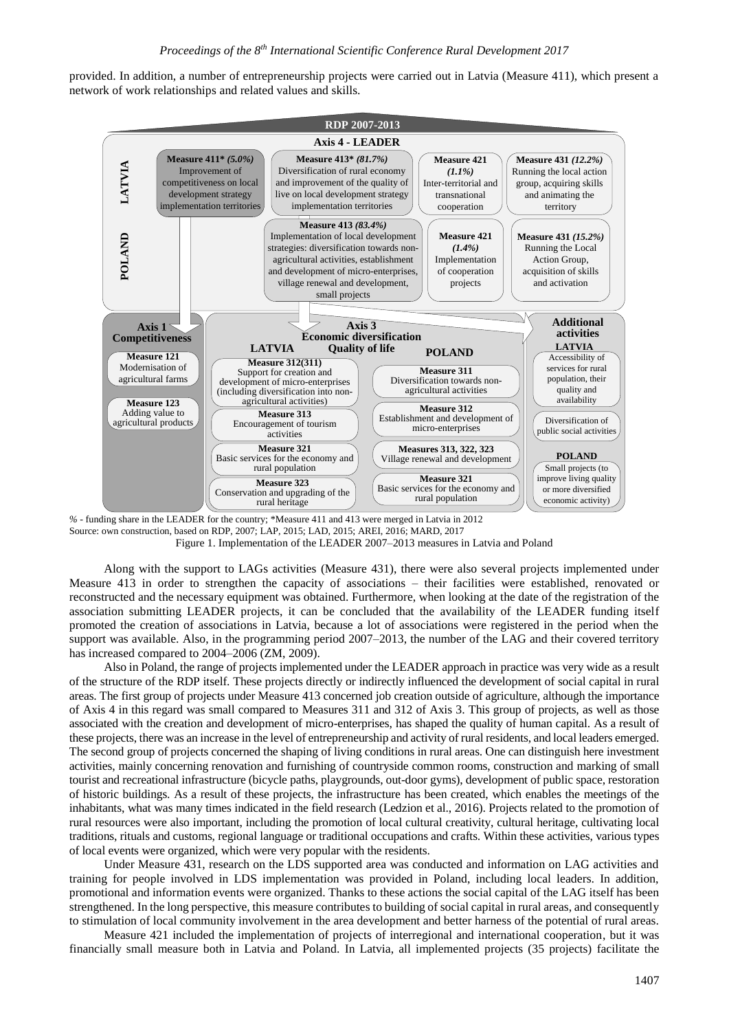provided. In addition, a number of entrepreneurship projects were carried out in Latvia (Measure 411), which present a network of work relationships and related values and skills.

**RDP 2007-2013**

**Axis 4 - LEADER**

**LATVIA**

- **Measure 411*** *(5.0%)* Improvement of competitiveness on local development strategy implementation territories
- **Measure 413*** *(81.7%)* Diversification of rural economy and improvement of the quality of live on local development strategy implementation territories
- **Measure 421** *(1.1%)* Inter-territorial and transnational cooperation
- **Measure 431** *(12.2%)* Running the local action group, acquiring skills and animating the territory

**POLAND**

- **Measure 413** *(83.4%)* Implementation of local development strategies: diversification towards non-agricultural activities, establishment and development of micro-enterprises, village renewal and development, small projects
- **Measure 421** *(1.4%)* Implementation of cooperation projects
- **Measure 431** *(15.2%)* Running the Local Action Group, acquisition of skills and activation

**Axis 1 Competitiveness**

- **Measure 121** Modernisation of agricultural farms
- **Measure 123** Adding value to agricultural products

**Axis 3 Economic diversification Quality of life**

**LATVIA**

- **Measure 312(311)** Support for creation and development of micro-enterprises (including diversification into non-agricultural activities)
- **Measure 313** Encouragement of tourism activities
- **Measure 321** Basic services for the economy and rural population
- **Measure 323** Conservation and upgrading of the rural heritage

**POLAND**

- **Measure 311** Diversification towards non-agricultural activities
- **Measure 312** Establishment and development of micro-enterprises
- **Measures 313, 322, 323** Village renewal and development
- **Measure 321** Basic services for the economy and rural population

**Additional activities**

**LATVIA**

- Accessibility of services for rural population, their quality and availability
- Diversification of public social activities

**POLAND**

- Small projects (to improve living quality or more diversified economic activity)

*%* - funding share in the LEADER for the country; *Measure 411 and 413 were merged in Latvia in 2012

Source: own construction, based on RDP, 2007; LAP, 2015; LAD, 2015; AREI, 2016; MARD, 2017

Figure 1. Implementation of the LEADER 2007–2013 measures in Latvia and Poland

Along with the support to LAGs activities (Measure 431), there were also several projects implemented under Measure 413 in order to strengthen the capacity of associations – their facilities were established, renovated or reconstructed and the necessary equipment was obtained. Furthermore, when looking at the date of the registration of the association submitting LEADER projects, it can be concluded that the availability of the LEADER funding itself promoted the creation of associations in Latvia, because a lot of associations were registered in the period when the support was available. Also, in the programming period 2007–2013, the number of the LAG and their covered territory has increased compared to 2004–2006 (ZM, 2009).

Also in Poland, the range of projects implemented under the LEADER approach in practice was very wide as a result of the structure of the RDP itself. These projects directly or indirectly influenced the development of social capital in rural areas. The first group of projects under Measure 413 concerned job creation outside of agriculture, although the importance of Axis 4 in this regard was small compared to Measures 311 and 312 of Axis 3. This group of projects, as well as those associated with the creation and development of micro-enterprises, has shaped the quality of human capital. As a result of these projects, there was an increase in the level of entrepreneurship and activity of rural residents, and local leaders emerged. The second group of projects concerned the shaping of living conditions in rural areas. One can distinguish here investment activities, mainly concerning renovation and furnishing of countryside common rooms, construction and marking of small tourist and recreational infrastructure (bicycle paths, playgrounds, out-door gyms), development of public space, restoration of historic buildings. As a result of these projects, the infrastructure has been created, which enables the meetings of the inhabitants, what was many times indicated in the field research (Ledzion et al., 2016). Projects related to the promotion of rural resources were also important, including the promotion of local cultural creativity, cultural heritage, cultivating local traditions, rituals and customs, regional language or traditional occupations and crafts. Within these activities, various types of local events were organized, which were very popular with the residents.

Under Measure 431, research on the LDS supported area was conducted and information on LAG activities and training for people involved in LDS implementation was provided in Poland, including local leaders. In addition, promotional and information events were organized. Thanks to these actions the social capital of the LAG itself has been strengthened. In the long perspective, this measure contributes to building of social capital in rural areas, and consequently to stimulation of local community involvement in the area development and better harness of the potential of rural areas.

Measure 421 included the implementation of projects of interregional and international cooperation, but it was financially small measure both in Latvia and Poland. In Latvia, all implemented projects (35 projects) facilitate the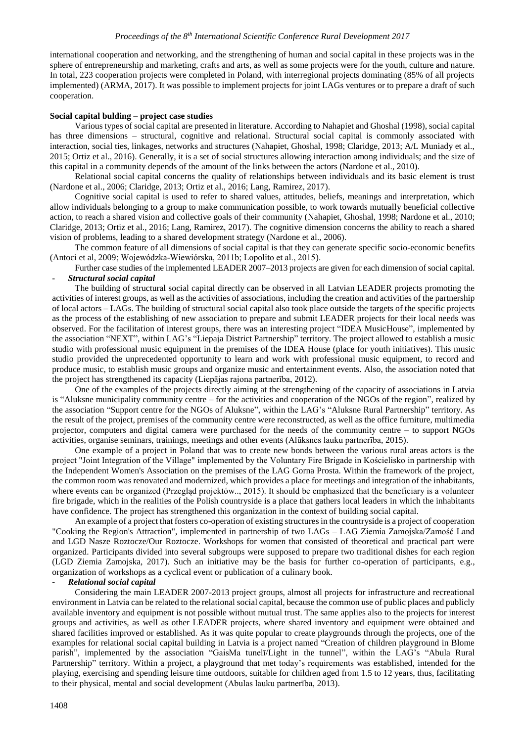international cooperation and networking, and the strengthening of human and social capital in these projects was in the sphere of entrepreneurship and marketing, crafts and arts, as well as some projects were for the youth, culture and nature. In total, 223 cooperation projects were completed in Poland, with interregional projects dominating (85% of all projects implemented) (ARMA, 2017). It was possible to implement projects for joint LAGs ventures or to prepare a draft of such cooperation.

**Social capital bulding – project case studies**

Various types of social capital are presented in literature. According to Nahapiet and Ghoshal (1998), social capital has three dimensions – structural, cognitive and relational. Structural social capital is commonly associated with interaction, social ties, linkages, networks and structures (Nahapiet, Ghoshal, 1998; Claridge, 2013; A/L Muniady et al., 2015; Ortiz et al., 2016). Generally, it is a set of social structures allowing interaction among individuals; and the size of this capital in a community depends of the amount of the links between the actors (Nardone et al., 2010).

Relational social capital concerns the quality of relationships between individuals and its basic element is trust (Nardone et al., 2006; Claridge, 2013; Ortiz et al., 2016; Lang, Ramirez, 2017).

Cognitive social capital is used to refer to shared values, attitudes, beliefs, meanings and interpretation, which allow individuals belonging to a group to make communication possible, to work towards mutually beneficial collective action, to reach a shared vision and collective goals of their community (Nahapiet, Ghoshal, 1998; Nardone et al., 2010; Claridge, 2013; Ortiz et al., 2016; Lang, Ramirez, 2017). The cognitive dimension concerns the ability to reach a shared vision of problems, leading to a shared development strategy (Nardone et al., 2006).

The common feature of all dimensions of social capital is that they can generate specific socio-economic benefits (Antoci et al, 2009; Wojewódzka-Wiewiórska, 2011b; Lopolito et al., 2015).

Further case studies of the implemented LEADER 2007–2013 projects are given for each dimension of social capital.

- ***Structural social capital***

The building of structural social capital directly can be observed in all Latvian LEADER projects promoting the activities of interest groups, as well as the activities of associations, including the creation and activities of the partnership of local actors – LAGs. The building of structural social capital also took place outside the targets of the specific projects as the process of the establishing of new association to prepare and submit LEADER projects for their local needs was observed. For the facilitation of interest groups, there was an interesting project "IDEA MusicHouse", implemented by the association "NEXT", within LAG's "Liepaja District Partnership" territory. The project allowed to establish a music studio with professional music equipment in the premises of the IDEA House (place for youth initiatives). This music studio provided the unprecedented opportunity to learn and work with professional music equipment, to record and produce music, to establish music groups and organize music and entertainment events. Also, the association noted that the project has strengthened its capacity (Liepājas rajona partnerība, 2012).

One of the examples of the projects directly aiming at the strengthening of the capacity of associations in Latvia is "Aluksne municipality community centre – for the activities and cooperation of the NGOs of the region", realized by the association "Support centre for the NGOs of Aluksne", within the LAG's "Aluksne Rural Partnership" territory. As the result of the project, premises of the community centre were reconstructed, as well as the office furniture, multimedia projector, computers and digital camera were purchased for the needs of the community centre – to support NGOs activities, organise seminars, trainings, meetings and other events (Alūksnes lauku partnerība, 2015).

One example of a project in Poland that was to create new bonds between the various rural areas actors is the project "Joint Integration of the Village" implemented by the Voluntary Fire Brigade in Kościelisko in partnership with the Independent Women's Association on the premises of the LAG Gorna Prosta. Within the framework of the project, the common room was renovated and modernized, which provides a place for meetings and integration of the inhabitants, where events can be organized (Przegląd projektów.., 2015). It should be emphasized that the beneficiary is a volunteer fire brigade, which in the realities of the Polish countryside is a place that gathers local leaders in which the inhabitants have confidence. The project has strengthened this organization in the context of building social capital.

An example of a project that fosters co-operation of existing structures in the countryside is a project of cooperation "Cooking the Region's Attraction", implemented in partnership of two LAGs – LAG Ziemia Zamojska/Zamość Land and LGD Nasze Roztocze/Our Roztocze. Workshops for women that consisted of theoretical and practical part were organized. Participants divided into several subgroups were supposed to prepare two traditional dishes for each region (LGD Ziemia Zamojska, 2017). Such an initiative may be the basis for further co-operation of participants, e.g., organization of workshops as a cyclical event or publication of a culinary book.

- ***Relational social capital***

Considering the main LEADER 2007-2013 project groups, almost all projects for infrastructure and recreational environment in Latvia can be related to the relational social capital, because the common use of public places and publicly available inventory and equipment is not possible without mutual trust. The same applies also to the projects for interest groups and activities, as well as other LEADER projects, where shared inventory and equipment were obtained and shared facilities improved or established. As it was quite popular to create playgrounds through the projects, one of the examples for relational social capital building in Latvia is a project named "Creation of children playground in Blome parish", implemented by the association "GaisMa tunelī/Light in the tunnel", within the LAG's "Abula Rural Partnership" territory. Within a project, a playground that met today's requirements was established, intended for the playing, exercising and spending leisure time outdoors, suitable for children aged from 1.5 to 12 years, thus, facilitating to their physical, mental and social development (Abulas lauku partnerība, 2013).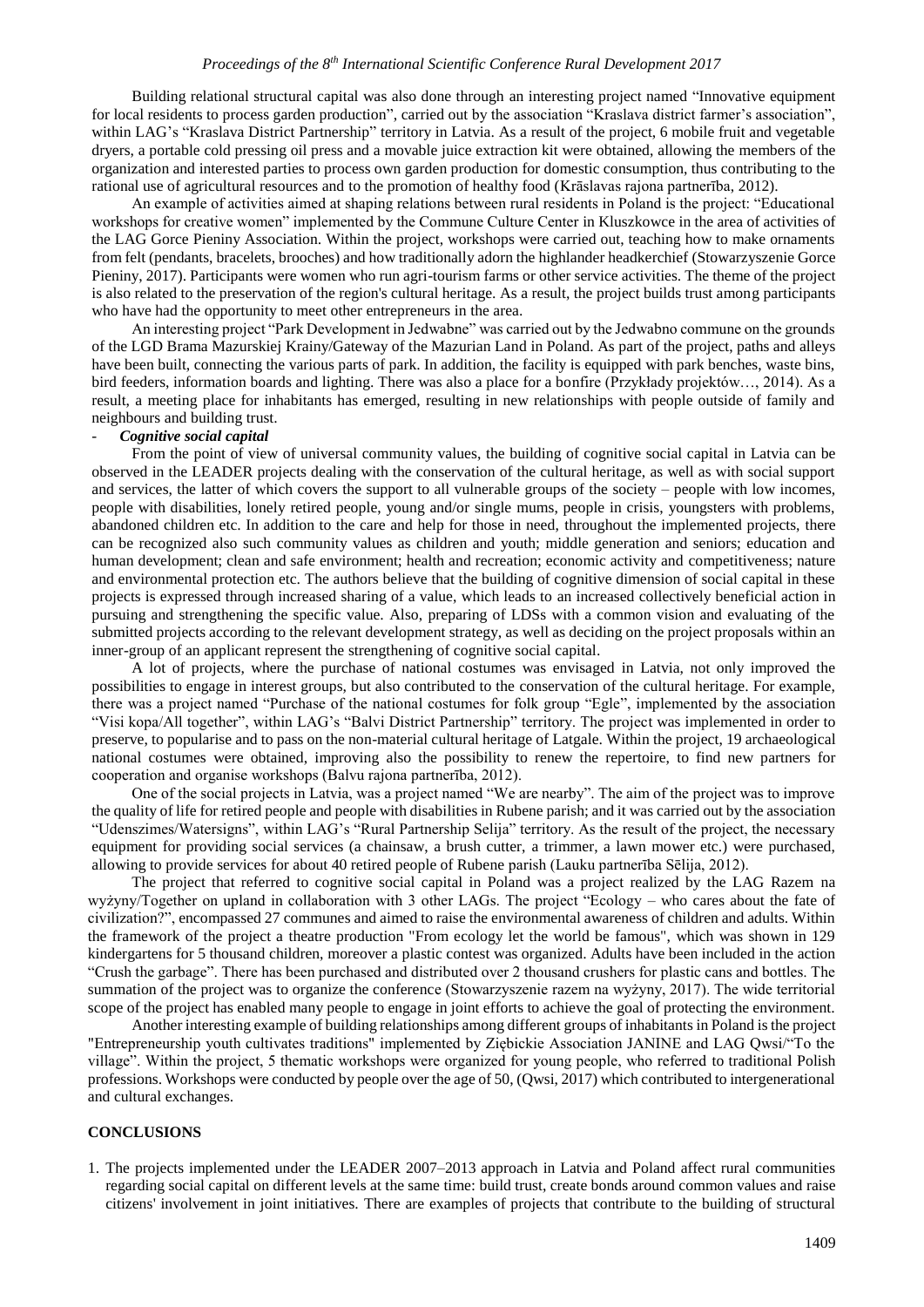Building relational structural capital was also done through an interesting project named "Innovative equipment for local residents to process garden production", carried out by the association "Kraslava district farmer's association", within LAG's "Kraslava District Partnership" territory in Latvia. As a result of the project, 6 mobile fruit and vegetable dryers, a portable cold pressing oil press and a movable juice extraction kit were obtained, allowing the members of the organization and interested parties to process own garden production for domestic consumption, thus contributing to the rational use of agricultural resources and to the promotion of healthy food (Krāslavas rajona partnerība, 2012).

An example of activities aimed at shaping relations between rural residents in Poland is the project: "Educational workshops for creative women" implemented by the Commune Culture Center in Kluszkowce in the area of activities of the LAG Gorce Pieniny Association. Within the project, workshops were carried out, teaching how to make ornaments from felt (pendants, bracelets, brooches) and how traditionally adorn the highlander headkerchief (Stowarzyszenie Gorce Pieniny, 2017). Participants were women who run agri-tourism farms or other service activities. The theme of the project is also related to the preservation of the region's cultural heritage. As a result, the project builds trust among participants who have had the opportunity to meet other entrepreneurs in the area.

An interesting project "Park Development in Jedwabne" was carried out by the Jedwabno commune on the grounds of the LGD Brama Mazurskiej Krainy/Gateway of the Mazurian Land in Poland. As part of the project, paths and alleys have been built, connecting the various parts of park. In addition, the facility is equipped with park benches, waste bins, bird feeders, information boards and lighting. There was also a place for a bonfire (Przykłady projektów…, 2014). As a result, a meeting place for inhabitants has emerged, resulting in new relationships with people outside of family and neighbours and building trust.

- ***Cognitive social capital***

From the point of view of universal community values, the building of cognitive social capital in Latvia can be observed in the LEADER projects dealing with the conservation of the cultural heritage, as well as with social support and services, the latter of which covers the support to all vulnerable groups of the society – people with low incomes, people with disabilities, lonely retired people, young and/or single mums, people in crisis, youngsters with problems, abandoned children etc. In addition to the care and help for those in need, throughout the implemented projects, there can be recognized also such community values as children and youth; middle generation and seniors; education and human development; clean and safe environment; health and recreation; economic activity and competitiveness; nature and environmental protection etc. The authors believe that the building of cognitive dimension of social capital in these projects is expressed through increased sharing of a value, which leads to an increased collectively beneficial action in pursuing and strengthening the specific value. Also, preparing of LDSs with a common vision and evaluating of the submitted projects according to the relevant development strategy, as well as deciding on the project proposals within an inner-group of an applicant represent the strengthening of cognitive social capital.

A lot of projects, where the purchase of national costumes was envisaged in Latvia, not only improved the possibilities to engage in interest groups, but also contributed to the conservation of the cultural heritage. For example, there was a project named "Purchase of the national costumes for folk group "Egle", implemented by the association "Visi kopa/All together", within LAG's "Balvi District Partnership" territory. The project was implemented in order to preserve, to popularise and to pass on the non-material cultural heritage of Latgale. Within the project, 19 archaeological national costumes were obtained, improving also the possibility to renew the repertoire, to find new partners for cooperation and organise workshops (Balvu rajona partnerība, 2012).

One of the social projects in Latvia, was a project named "We are nearby". The aim of the project was to improve the quality of life for retired people and people with disabilities in Rubene parish; and it was carried out by the association "Udenszimes/Watersigns", within LAG's "Rural Partnership Selija" territory. As the result of the project, the necessary equipment for providing social services (a chainsaw, a brush cutter, a trimmer, a lawn mower etc.) were purchased, allowing to provide services for about 40 retired people of Rubene parish (Lauku partnerība Sēlija, 2012).

The project that referred to cognitive social capital in Poland was a project realized by the LAG Razem na wyżyny/Together on upland in collaboration with 3 other LAGs. The project "Ecology – who cares about the fate of civilization?", encompassed 27 communes and aimed to raise the environmental awareness of children and adults. Within the framework of the project a theatre production "From ecology let the world be famous", which was shown in 129 kindergartens for 5 thousand children, moreover a plastic contest was organized. Adults have been included in the action "Crush the garbage". There has been purchased and distributed over 2 thousand crushers for plastic cans and bottles. The summation of the project was to organize the conference (Stowarzyszenie razem na wyżyny, 2017). The wide territorial scope of the project has enabled many people to engage in joint efforts to achieve the goal of protecting the environment.

Another interesting example of building relationships among different groups of inhabitants in Poland is the project "Entrepreneurship youth cultivates traditions" implemented by Ziębickie Association JANINE and LAG Qwsi/"To the village". Within the project, 5 thematic workshops were organized for young people, who referred to traditional Polish professions. Workshops were conducted by people over the age of 50, (Qwsi, 2017) which contributed to intergenerational and cultural exchanges.

## CONCLUSIONS

1. The projects implemented under the LEADER 2007–2013 approach in Latvia and Poland affect rural communities regarding social capital on different levels at the same time: build trust, create bonds around common values and raise citizens' involvement in joint initiatives. There are examples of projects that contribute to the building of structural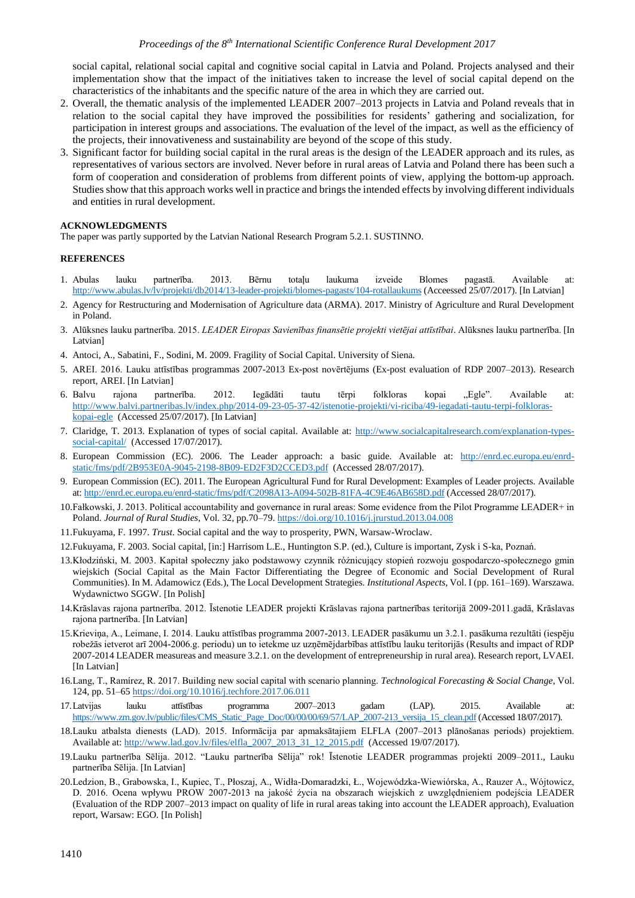social capital, relational social capital and cognitive social capital in Latvia and Poland. Projects analysed and their implementation show that the impact of the initiatives taken to increase the level of social capital depend on the characteristics of the inhabitants and the specific nature of the area in which they are carried out.

2. Overall, the thematic analysis of the implemented LEADER 2007–2013 projects in Latvia and Poland reveals that in relation to the social capital they have improved the possibilities for residents' gathering and socialization, for participation in interest groups and associations. The evaluation of the level of the impact, as well as the efficiency of the projects, their innovativeness and sustainability are beyond of the scope of this study.
3. Significant factor for building social capital in the rural areas is the design of the LEADER approach and its rules, as representatives of various sectors are involved. Never before in rural areas of Latvia and Poland there has been such a form of cooperation and consideration of problems from different points of view, applying the bottom-up approach. Studies show that this approach works well in practice and brings the intended effects by involving different individuals and entities in rural development.

## ACKNOWLEDGMENTS

The paper was partly supported by the Latvian National Research Program 5.2.1. SUSTINNO.

## REFERENCES

1. Abulas lauku partnerība. 2013. Bērnu totaļu laukuma izveide Blomes pagastā. Available at: http://www.abulas.lv/lv/projekti/db2014/13-leader-projekti/blomes-pagasts/104-rotallaukums (Acceessed 25/07/2017). [In Latvian]
2. Agency for Restructuring and Modernisation of Agriculture data (ARMA). 2017. Ministry of Agriculture and Rural Development in Poland.
3. Alūksnes lauku partnerība. 2015. *LEADER Eiropas Savienības finansētie projekti vietējai attīstībai*. Alūksnes lauku partnerība. [In Latvian]
4. Antoci, A., Sabatini, F., Sodini, M. 2009. Fragility of Social Capital. University of Siena.
5. AREI. 2016. Lauku attīstības programmas 2007-2013 Ex-post novērtējums (Ex-post evaluation of RDP 2007–2013). Research report, AREI. [In Latvian]
6. Balvu rajona partnerība. 2012. Iegādāti tautu tērpi folkloras kopai „Egle". Available at: http://www.balvi.partneribas.lv/index.php/2014-09-23-05-37-42/istenotie-projekti/vi-riciba/49-iegadati-tautu-terpi-folkloras-kopai-egle (Accessed 25/07/2017). [In Latvian]
7. Claridge, T. 2013. Explanation of types of social capital. Available at: http://www.socialcapitalresearch.com/explanation-types-social-capital/ (Accessed 17/07/2017).
8. European Commission (EC). 2006. The Leader approach: a basic guide. Available at: http://enrd.ec.europa.eu/enrd-static/fms/pdf/2B953E0A-9045-2198-8B09-ED2F3D2CCED3.pdf (Accessed 28/07/2017).
9. European Commission (EC). 2011. The European Agricultural Fund for Rural Development: Examples of Leader projects. Available at: http://enrd.ec.europa.eu/enrd-static/fms/pdf/C2098A13-A094-502B-81FA-4C9E46AB658D.pdf (Accessed 28/07/2017).
10. Fałkowski, J. 2013. Political accountability and governance in rural areas: Some evidence from the Pilot Programme LEADER+ in Poland. *Journal of Rural Studies*, Vol. 32, pp.70–79. https://doi.org/10.1016/j.jrurstud.2013.04.008
11. Fukuyama, F. 1997. *Trust*. Social capital and the way to prosperity, PWN, Warsaw-Wroclaw.
12. Fukuyama, F. 2003. Social capital, [in:] Harrisom L.E., Huntington S.P. (ed.), Culture is important, Zysk i S-ka, Poznań.
13. Kłodziński, M. 2003. Kapitał społeczny jako podstawowy czynnik różnicujący stopień rozwoju gospodarczo-społecznego gmin wiejskich (Social Capital as the Main Factor Differentiating the Degree of Economic and Social Development of Rural Communities). In M. Adamowicz (Eds.), The Local Development Strategies. *Institutional Aspects*, Vol. I (pp. 161–169). Warszawa. Wydawnictwo SGGW. [In Polish]
14. Krāslavas rajona partnerība. 2012. Īstenotie LEADER projekti Krāslavas rajona partnerības teritorijā 2009-2011.gadā, Krāslavas rajona partnerība. [In Latvian]
15. Krieviņa, A., Leimane, I. 2014. Lauku attīstības programma 2007-2013. LEADER pasākumu un 3.2.1. pasākuma rezultāti (iespēju robežās ietverot arī 2004-2006.g. periodu) un to ietekme uz uzņēmējdarbības attīstību lauku teritorijās (Results and impact of RDP 2007-2014 LEADER measureas and measure 3.2.1. on the development of entrepreneurship in rural area). Research report, LVAEI. [In Latvian]
16. Lang, T., Ramírez, R. 2017. Building new social capital with scenario planning. *Technological Forecasting & Social Change*, Vol. 124, pp. 51–65 https://doi.org/10.1016/j.techfore.2017.06.011
17. Latvijas lauku attīstības programma 2007–2013 gadam (LAP). 2015. Available at: https://www.zm.gov.lv/public/files/CMS_Static_Page_Doc/00/00/00/69/57/LAP_2007-213_versija_15_clean.pdf (Accessed 18/07/2017).
18. Lauku atbalsta dienests (LAD). 2015. Informācija par apmaksātajiem ELFLA (2007–2013 plānošanas periods) projektiem. Available at: http://www.lad.gov.lv/files/elfla_2007_2013_31_12_2015.pdf (Accessed 19/07/2017).
19. Lauku partnerība Sēlija. 2012. "Lauku partnerība Sēlija" rok! Īstenotie LEADER programmas projekti 2009–2011., Lauku partnerība Sēlija. [In Latvian]
20. Ledzion, B., Grabowska, I., Kupiec, T., Płoszaj, A., Widła-Domaradzki, Ł., Wojewódzka-Wiewiórska, A., Rauzer A., Wójtowicz, D. 2016. Ocena wpływu PROW 2007-2013 na jakość życia na obszarach wiejskich z uwzględnieniem podejścia LEADER (Evaluation of the RDP 2007–2013 impact on quality of life in rural areas taking into account the LEADER approach), Evaluation report, Warsaw: EGO. [In Polish]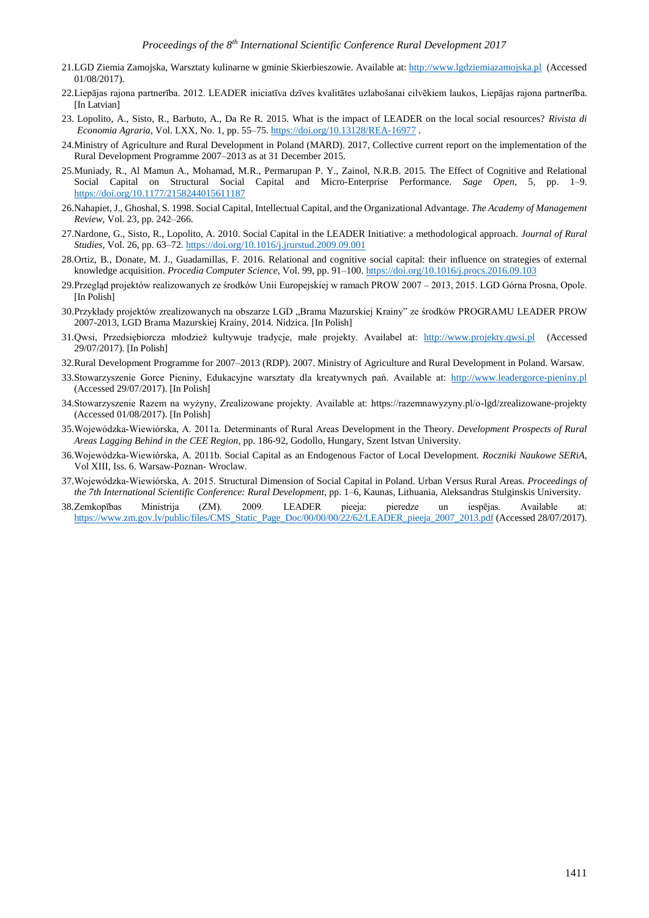21. LGD Ziemia Zamojska, Warsztaty kulinarne w gminie Skierbieszowie. Available at: http://www.lgdziemiazamojska.pl (Accessed 01/08/2017).
22. Liepājas rajona partnerība. 2012. LEADER iniciatīva dzīves kvalitātes uzlabošanai cilvēkiem laukos, Liepājas rajona partnerība. [In Latvian]
23. Lopolito, A., Sisto, R., Barbuto, A., Da Re R. 2015. What is the impact of LEADER on the local social resources? *Rivista di Economia Agraria*, Vol. LXX, No. 1, pp. 55–75. https://doi.org/10.13128/REA-16977 .
24. Ministry of Agriculture and Rural Development in Poland (MARD). 2017, Collective current report on the implementation of the Rural Development Programme 2007–2013 as at 31 December 2015.
25. Muniady, R., Al Mamun A., Mohamad, M.R., Permarupan P. Y., Zainol, N.R.B. 2015. The Effect of Cognitive and Relational Social Capital on Structural Social Capital and Micro-Enterprise Performance. *Sage Open*, 5, pp. 1–9. https://doi.org/10.1177/2158244015611187
26. Nahapiet, J., Ghoshal, S. 1998. Social Capital, Intellectual Capital, and the Organizational Advantage. *The Academy of Management Review*, Vol. 23, pp. 242–266.
27. Nardone, G., Sisto, R., Lopolito, A. 2010. Social Capital in the LEADER Initiative: a methodological approach. *Journal of Rural Studies*, Vol. 26, pp. 63–72. https://doi.org/10.1016/j.jrurstud.2009.09.001
28. Ortiz, B., Donate, M. J., Guadamillas, F. 2016. Relational and cognitive social capital: their influence on strategies of external knowledge acquisition. *Procedia Computer Science*, Vol. 99, pp. 91–100. https://doi.org/10.1016/j.procs.2016.09.103
29. Przegląd projektów realizowanych ze środków Unii Europejskiej w ramach PROW 2007 – 2013, 2015. LGD Górna Prosna, Opole. [In Polish]
30. Przykłady projektów zrealizowanych na obszarze LGD „Brama Mazurskiej Krainy" ze środków PROGRAMU LEADER PROW 2007-2013, LGD Brama Mazurskiej Krainy, 2014. Nidzica. [In Polish]
31. Qwsi, Przedsiębiorcza młodzież kultywuje tradycje, małe projekty. Availabel at: http://www.projekty.qwsi.pl (Accessed 29/07/2017). [In Polish]
32. Rural Development Programme for 2007–2013 (RDP). 2007. Ministry of Agriculture and Rural Development in Poland. Warsaw.
33. Stowarzyszenie Gorce Pieniny, Edukacyjne warsztaty dla kreatywnych pań. Available at: http://www.leadergorce-pieniny.pl (Accessed 29/07/2017). [In Polish]
34. Stowarzyszenie Razem na wyżyny, Zrealizowane projekty. Available at: https://razemnawyzyny.pl/o-lgd/zrealizowane-projekty (Accessed 01/08/2017). [In Polish]
35. Wojewódzka-Wiewiórska, A. 2011a. Determinants of Rural Areas Development in the Theory. *Development Prospects of Rural Areas Lagging Behind in the CEE Region*, pp. 186-92, Godollo, Hungary, Szent Istvan University.
36. Wojewódzka-Wiewiórska, A. 2011b. Social Capital as an Endogenous Factor of Local Development. *Roczniki Naukowe SERiA*, Vol XIII, Iss. 6. Warsaw-Poznan- Wroclaw.
37. Wojewódzka-Wiewiórska, A. 2015. Structural Dimension of Social Capital in Poland. Urban Versus Rural Areas. *Proceedings of the 7th International Scientific Conference: Rural Development*, pp. 1–6, Kaunas, Lithuania, Aleksandras Stulginskis University.
38. Zemkopības Ministrija (ZM). 2009. LEADER pieeja: pieredze un iespējas. Available at: https://www.zm.gov.lv/public/files/CMS_Static_Page_Doc/00/00/00/22/62/LEADER_pieeja_2007_2013.pdf (Accessed 28/07/2017).